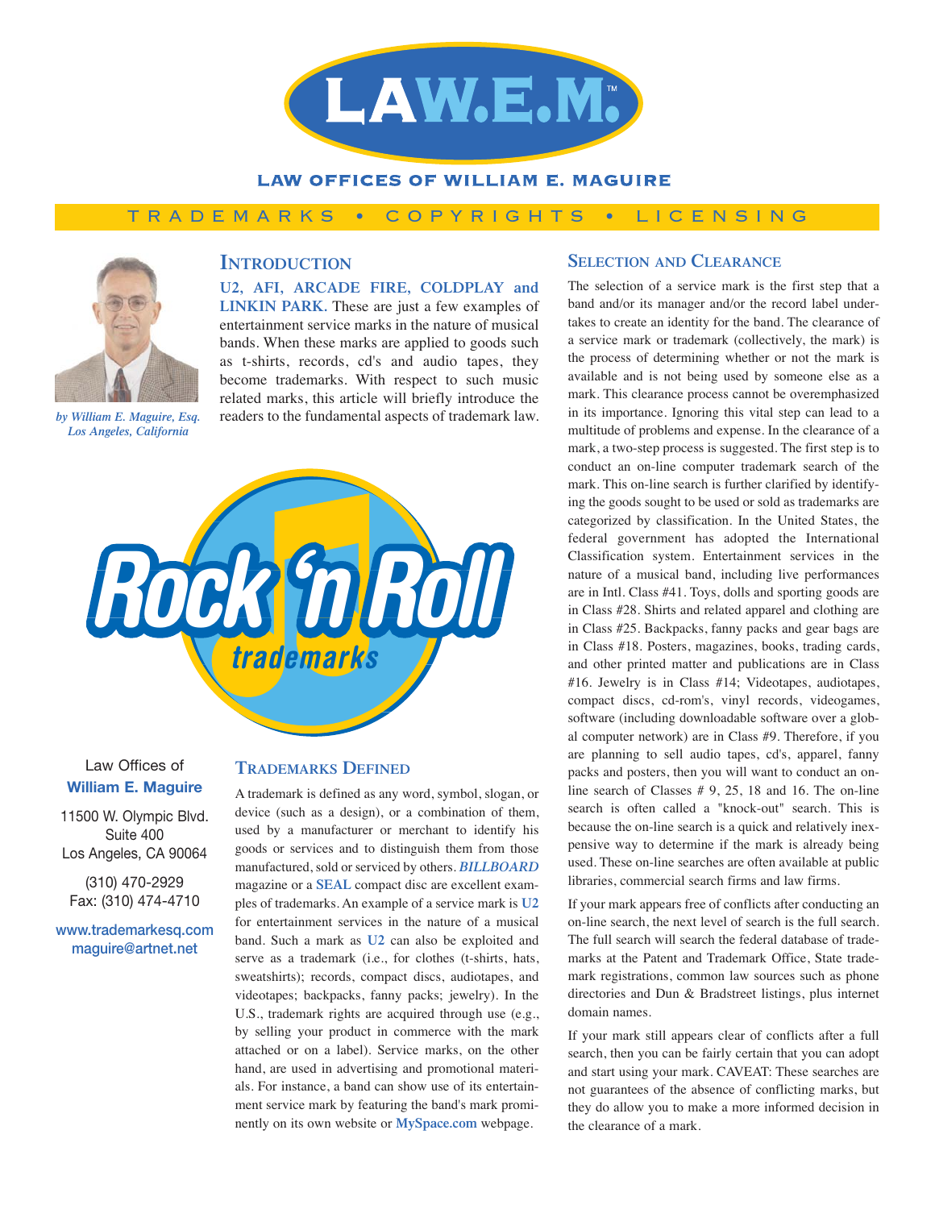# LAW.E.M.™

**LAW OFFICES OF WILLIAM E. MAGUIRE**

TRADEMARKS • COPYRIGHTS • LICENSING

*by William E. Maguire, Esq.*
*Los Angeles, California*

## Introduction

**U2, AFI, ARCADE FIRE, COLDPLAY and LINKIN PARK.** These are just a few examples of entertainment service marks in the nature of musical bands. When these marks are applied to goods such as t-shirts, records, cd's and audio tapes, they become trademarks. With respect to such music related marks, this article will briefly introduce the readers to the fundamental aspects of trademark law.

**Rock 'n Roll trademarks**

Law Offices of
**William E. Maguire**

11500 W. Olympic Blvd.
Suite 400
Los Angeles, CA 90064

(310) 470-2929
Fax: (310) 474-4710

www.trademarksq.com
maguire@artnet.net

## Trademarks Defined

A trademark is defined as any word, symbol, slogan, or device (such as a design), or a combination of them, used by a manufacturer or merchant to identify his goods or services and to distinguish them from those manufactured, sold or serviced by others. ***BILLBOARD*** magazine or a **SEAL** compact disc are excellent examples of trademarks. An example of a service mark is **U2** for entertainment services in the nature of a musical band. Such a mark as **U2** can also be exploited and serve as a trademark (i.e., for clothes (t-shirts, hats, sweatshirts); records, compact discs, audiotapes, and videotapes; backpacks, fanny packs; jewelry). In the U.S., trademark rights are acquired through use (e.g., by selling your product in commerce with the mark attached or on a label). Service marks, on the other hand, are used in advertising and promotional materials. For instance, a band can show use of its entertainment service mark by featuring the band's mark prominently on its own website or **MySpace.com** webpage.

## Selection and Clearance

The selection of a service mark is the first step that a band and/or its manager and/or the record label undertakes to create an identity for the band. The clearance of a service mark or trademark (collectively, the mark) is the process of determining whether or not the mark is available and is not being used by someone else as a mark. This clearance process cannot be overemphasized in its importance. Ignoring this vital step can lead to a multitude of problems and expense. In the clearance of a mark, a two-step process is suggested. The first step is to conduct an on-line computer trademark search of the mark. This on-line search is further clarified by identifying the goods sought to be used or sold as trademarks are categorized by classification. In the United States, the federal government has adopted the International Classification system. Entertainment services in the nature of a musical band, including live performances are in Intl. Class #41. Toys, dolls and sporting goods are in Class #28. Shirts and related apparel and clothing are in Class #25. Backpacks, fanny packs and gear bags are in Class #18. Posters, magazines, books, trading cards, and other printed matter and publications are in Class #16. Jewelry is in Class #14; Videotapes, audiotapes, compact discs, cd-rom's, vinyl records, videogames, software (including downloadable software over a global computer network) are in Class #9. Therefore, if you are planning to sell audio tapes, cd's, apparel, fanny packs and posters, then you will want to conduct an on-line search of Classes # 9, 25, 18 and 16. The on-line search is often called a "knock-out" search. This is because the on-line search is a quick and relatively inexpensive way to determine if the mark is already being used. These on-line searches are often available at public libraries, commercial search firms and law firms.

If your mark appears free of conflicts after conducting an on-line search, the next level of search is the full search. The full search will search the federal database of trademarks at the Patent and Trademark Office, State trademark registrations, common law sources such as phone directories and Dun & Bradstreet listings, plus internet domain names.

If your mark still appears clear of conflicts after a full search, then you can be fairly certain that you can adopt and start using your mark. CAVEAT: These searches are not guarantees of the absence of conflicting marks, but they do allow you to make a more informed decision in the clearance of a mark.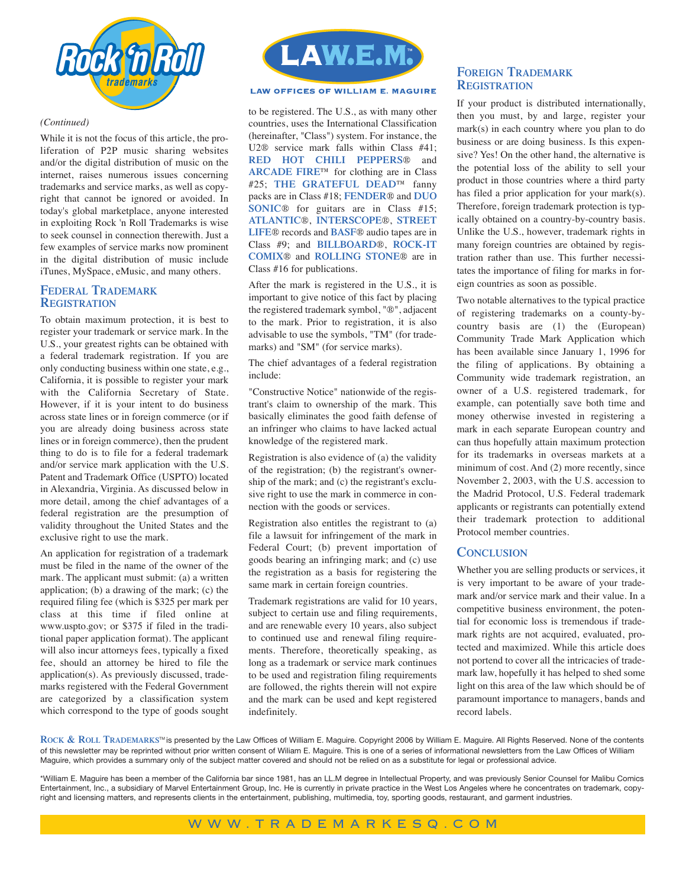*(Continued)*

While it is not the focus of this article, the proliferation of P2P music sharing websites and/or the digital distribution of music on the internet, raises numerous issues concerning trademarks and service marks, as well as copyright that cannot be ignored or avoided. In today's global marketplace, anyone interested in exploiting Rock 'n Roll Trademarks is wise to seek counsel in connection therewith. Just a few examples of service marks now prominent in the digital distribution of music include iTunes, MySpace, eMusic, and many others.

## Federal Trademark Registration

To obtain maximum protection, it is best to register your trademark or service mark. In the U.S., your greatest rights can be obtained with a federal trademark registration. If you are only conducting business within one state, e.g., California, it is possible to register your mark with the California Secretary of State. However, if it is your intent to do business across state lines or in foreign commerce (or if you are already doing business across state lines or in foreign commerce), then the prudent thing to do is to file for a federal trademark and/or service mark application with the U.S. Patent and Trademark Office (USPTO) located in Alexandria, Virginia. As discussed below in more detail, among the chief advantages of a federal registration are the presumption of validity throughout the United States and the exclusive right to use the mark.

An application for registration of a trademark must be filed in the name of the owner of the mark. The applicant must submit: (a) a written application; (b) a drawing of the mark; (c) the required filing fee (which is $325 per mark per class at this time if filed online at www.uspto.gov; or $375 if filed in the traditional paper application format). The applicant will also incur attorneys fees, typically a fixed fee, should an attorney be hired to file the application(s). As previously discussed, trademarks registered with the Federal Government are categorized by a classification system which correspond to the type of goods sought to be registered. The U.S., as with many other countries, uses the International Classification (hereinafter, "Class") system. For instance, the U2® service mark falls within Class #41; **RED HOT CHILI PEPPERS**® and **ARCADE FIRE**™ for clothing are in Class #25; **THE GRATEFUL DEAD**™ fanny packs are in Class #18; **FENDER**® and **DUO SONIC**® for guitars are in Class #15; **ATLANTIC**®, **INTERSCOPE**®, **STREET LIFE**® records and **BASF**® audio tapes are in Class #9; and **BILLBOARD**®, **ROCK-IT COMIX**® and **ROLLING STONE**® are in Class #16 for publications.

After the mark is registered in the U.S., it is important to give notice of this fact by placing the registered trademark symbol, "®", adjacent to the mark. Prior to registration, it is also advisable to use the symbols, "TM" (for trademarks) and "SM" (for service marks).

The chief advantages of a federal registration include:

"Constructive Notice" nationwide of the registrant's claim to ownership of the mark. This basically eliminates the good faith defense of an infringer who claims to have lacked actual knowledge of the registered mark.

Registration is also evidence of (a) the validity of the registration; (b) the registrant's ownership of the mark; and (c) the registrant's exclusive right to use the mark in commerce in connection with the goods or services.

Registration also entitles the registrant to (a) file a lawsuit for infringement of the mark in Federal Court; (b) prevent importation of goods bearing an infringing mark; and (c) use the registration as a basis for registering the same mark in certain foreign countries.

Trademark registrations are valid for 10 years, subject to certain use and filing requirements, and are renewable every 10 years, also subject to continued use and renewal filing requirements. Therefore, theoretically speaking, as long as a trademark or service mark continues to be used and registration filing requirements are followed, the rights therein will not expire and the mark can be used and kept registered indefinitely.

## Foreign Trademark Registration

If your product is distributed internationally, then you must, by and large, register your mark(s) in each country where you plan to do business or are doing business. Is this expensive? Yes! On the other hand, the alternative is the potential loss of the ability to sell your product in those countries where a third party has filed a prior application for your mark(s). Therefore, foreign trademark protection is typically obtained on a country-by-country basis. Unlike the U.S., however, trademark rights in many foreign countries are obtained by registration rather than use. This further necessitates the importance of filing for marks in foreign countries as soon as possible.

Two notable alternatives to the typical practice of registering trademarks on a county-by-country basis are (1) the (European) Community Trade Mark Application which has been available since January 1, 1996 for the filing of applications. By obtaining a Community wide trademark registration, an owner of a U.S. registered trademark, for example, can potentially save both time and money otherwise invested in registering a mark in each separate European country and can thus hopefully attain maximum protection for its trademarks in overseas markets at a minimum of cost. And (2) more recently, since November 2, 2003, with the U.S. accession to the Madrid Protocol, U.S. Federal trademark applicants or registrants can potentially extend their trademark protection to additional Protocol member countries.

## Conclusion

Whether you are selling products or services, it is very important to be aware of your trademark and/or service mark and their value. In a competitive business environment, the potential for economic loss is tremendous if trademark rights are not acquired, evaluated, protected and maximized. While this article does not portend to cover all the intricacies of trademark law, hopefully it has helped to shed some light on this area of the law which should be of paramount importance to managers, bands and record labels.

---

**Rock & Roll Trademarks**™ is presented by the Law Offices of William E. Maguire. Copyright 2006 by William E. Maguire. All Rights Reserved. None of the contents of this newsletter may be reprinted without prior written consent of William E. Maguire. This is one of a series of informational newsletters from the Law Offices of William Maguire, which provides a summary only of the subject matter covered and should not be relied on as a substitute for legal or professional advice.

*William E. Maguire has been a member of the California bar since 1981, has an LL.M degree in Intellectual Property, and was previously Senior Counsel for Malibu Comics Entertainment, Inc., a subsidiary of Marvel Entertainment Group, Inc. He is currently in private practice in the West Los Angeles where he concentrates on trademark, copyright and licensing matters, and represents clients in the entertainment, publishing, multimedia, toy, sporting goods, restaurant, and garment industries.

WWW.TRADEMARKESQ.COM